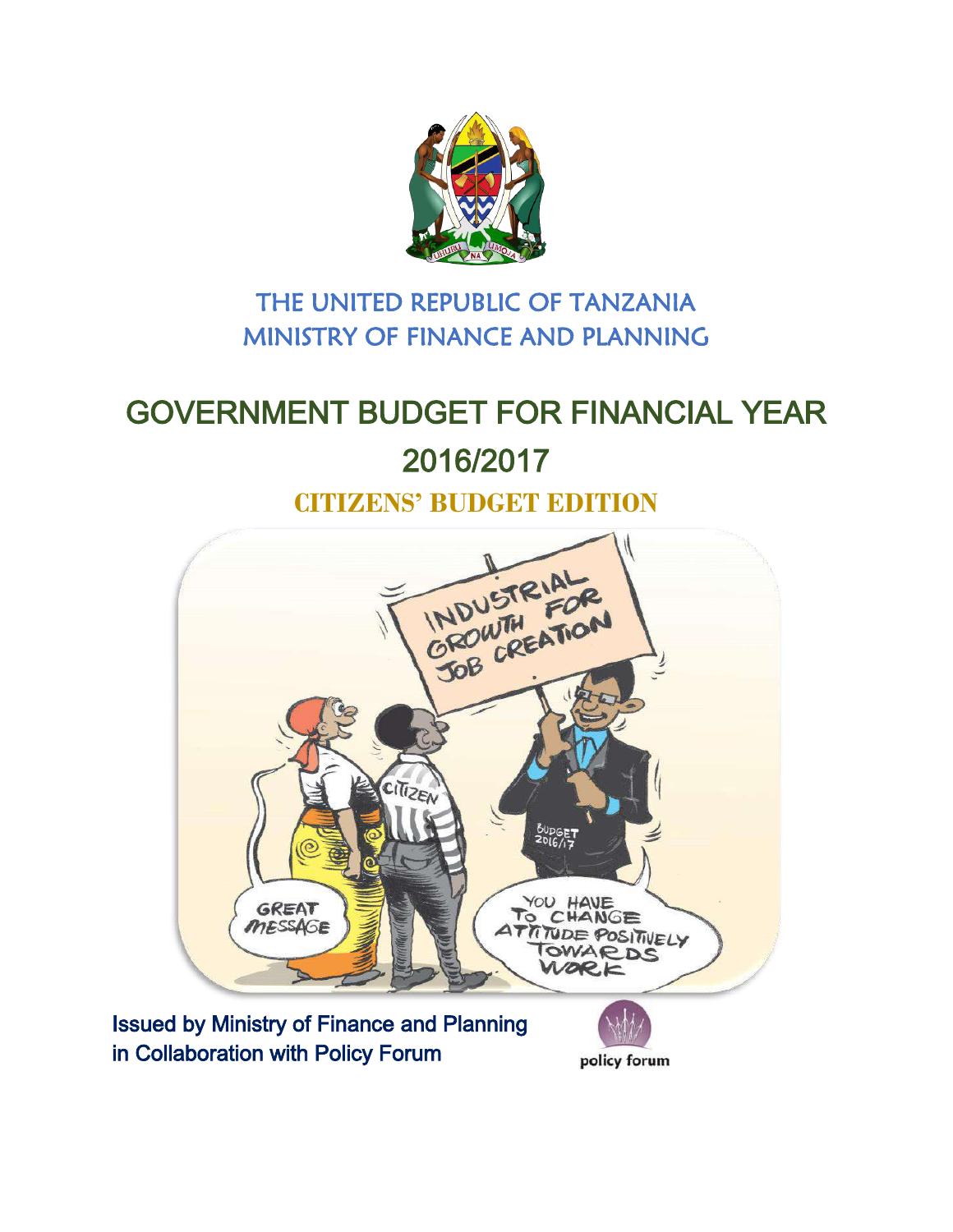THE UNITED REPUBLIC OF TANZANIA
MINISTRY OF FINANCE AND PLANNING

# GOVERNMENT BUDGET FOR FINANCIAL YEAR 2016/2017

## CITIZENS' BUDGET EDITION

Issued by Ministry of Finance and Planning in Collaboration with Policy Forum

policy forum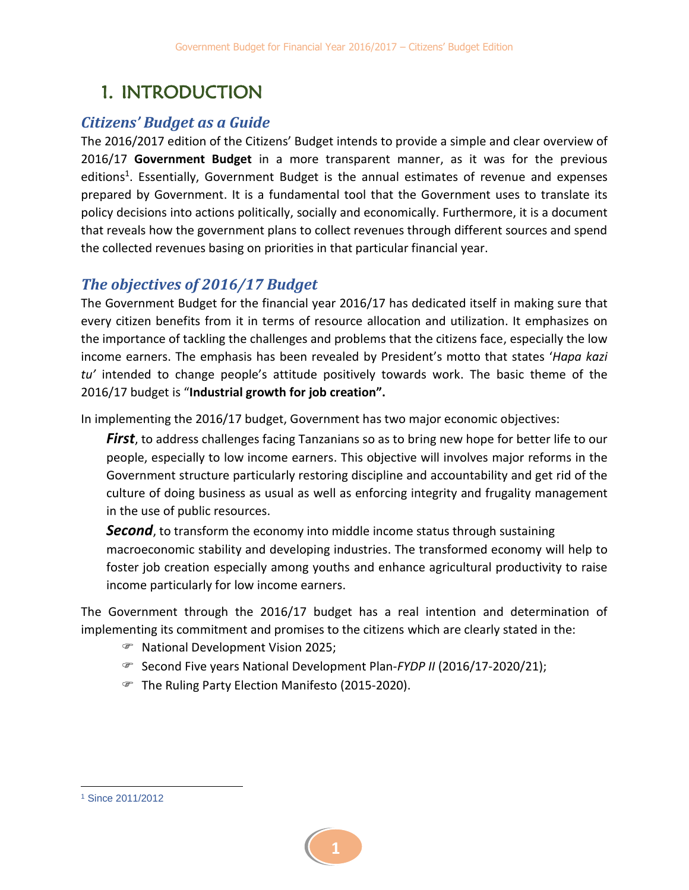# 1. INTRODUCTION

## *Citizens' Budget as a Guide*

The 2016/2017 edition of the Citizens' Budget intends to provide a simple and clear overview of 2016/17 **Government Budget** in a more transparent manner, as it was for the previous editions[1]. Essentially, Government Budget is the annual estimates of revenue and expenses prepared by Government. It is a fundamental tool that the Government uses to translate its policy decisions into actions politically, socially and economically. Furthermore, it is a document that reveals how the government plans to collect revenues through different sources and spend the collected revenues basing on priorities in that particular financial year.

## *The objectives of 2016/17 Budget*

The Government Budget for the financial year 2016/17 has dedicated itself in making sure that every citizen benefits from it in terms of resource allocation and utilization. It emphasizes on the importance of tackling the challenges and problems that the citizens face, especially the low income earners. The emphasis has been revealed by President's motto that states '*Hapa kazi tu'* intended to change people's attitude positively towards work. The basic theme of the 2016/17 budget is "**Industrial growth for job creation".**

In implementing the 2016/17 budget, Government has two major economic objectives:

***First***, to address challenges facing Tanzanians so as to bring new hope for better life to our people, especially to low income earners. This objective will involves major reforms in the Government structure particularly restoring discipline and accountability and get rid of the culture of doing business as usual as well as enforcing integrity and frugality management in the use of public resources.

***Second***, to transform the economy into middle income status through sustaining macroeconomic stability and developing industries. The transformed economy will help to foster job creation especially among youths and enhance agricultural productivity to raise income particularly for low income earners.

The Government through the 2016/17 budget has a real intention and determination of implementing its commitment and promises to the citizens which are clearly stated in the:

- National Development Vision 2025;
- Second Five years National Development Plan-*FYDP II* (2016/17-2020/21);
- The Ruling Party Election Manifesto (2015-2020).

---

[1] Since 2011/2012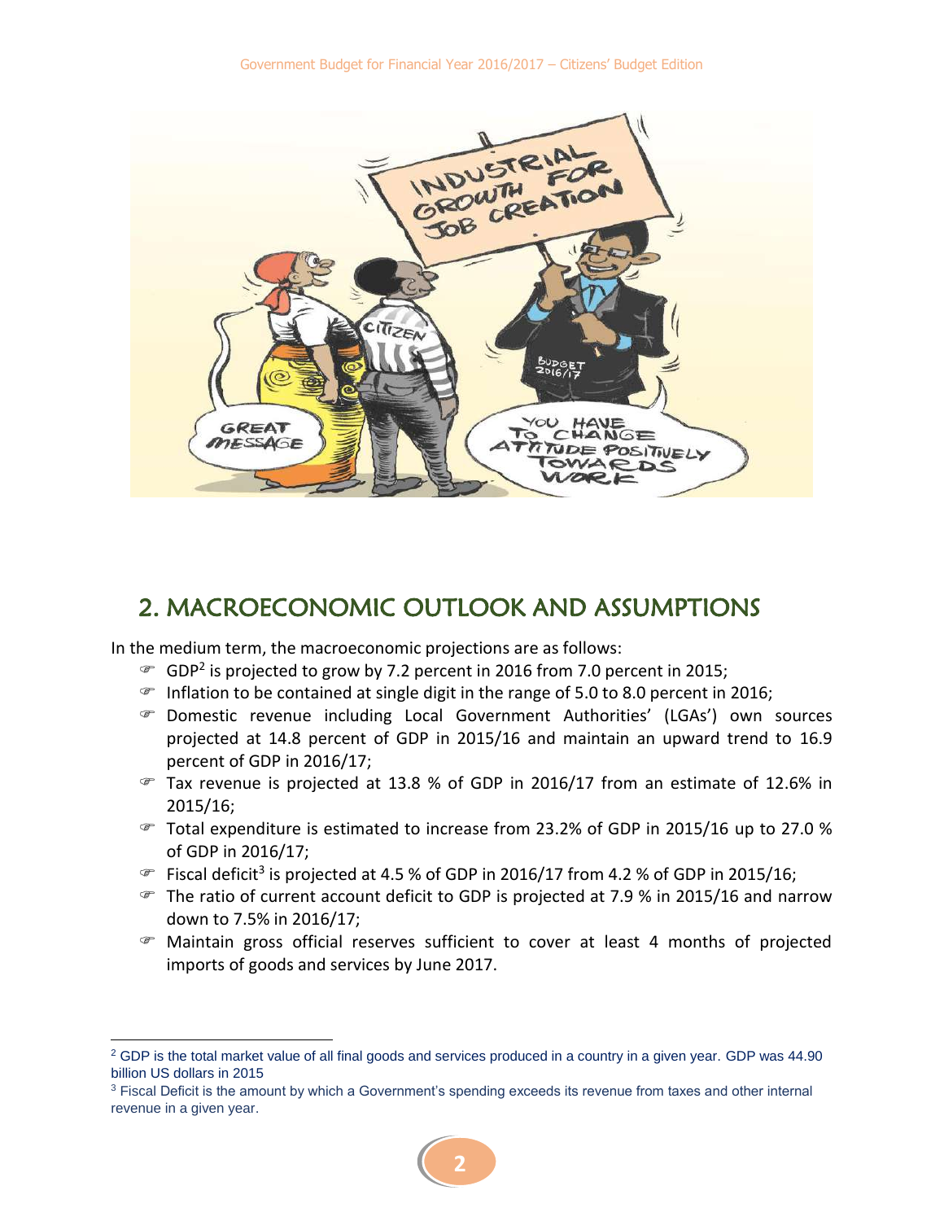## 2. MACROECONOMIC OUTLOOK AND ASSUMPTIONS

In the medium term, the macroeconomic projections are as follows:

- GDP[2] is projected to grow by 7.2 percent in 2016 from 7.0 percent in 2015;
- Inflation to be contained at single digit in the range of 5.0 to 8.0 percent in 2016;
- Domestic revenue including Local Government Authorities' (LGAs') own sources projected at 14.8 percent of GDP in 2015/16 and maintain an upward trend to 16.9 percent of GDP in 2016/17;
- Tax revenue is projected at 13.8 % of GDP in 2016/17 from an estimate of 12.6% in 2015/16;
- Total expenditure is estimated to increase from 23.2% of GDP in 2015/16 up to 27.0 % of GDP in 2016/17;
- Fiscal deficit[3] is projected at 4.5 % of GDP in 2016/17 from 4.2 % of GDP in 2015/16;
- The ratio of current account deficit to GDP is projected at 7.9 % in 2015/16 and narrow down to 7.5% in 2016/17;
- Maintain gross official reserves sufficient to cover at least 4 months of projected imports of goods and services by June 2017.

---

[2] GDP is the total market value of all final goods and services produced in a country in a given year. GDP was 44.90 billion US dollars in 2015

[3] Fiscal Deficit is the amount by which a Government's spending exceeds its revenue from taxes and other internal revenue in a given year.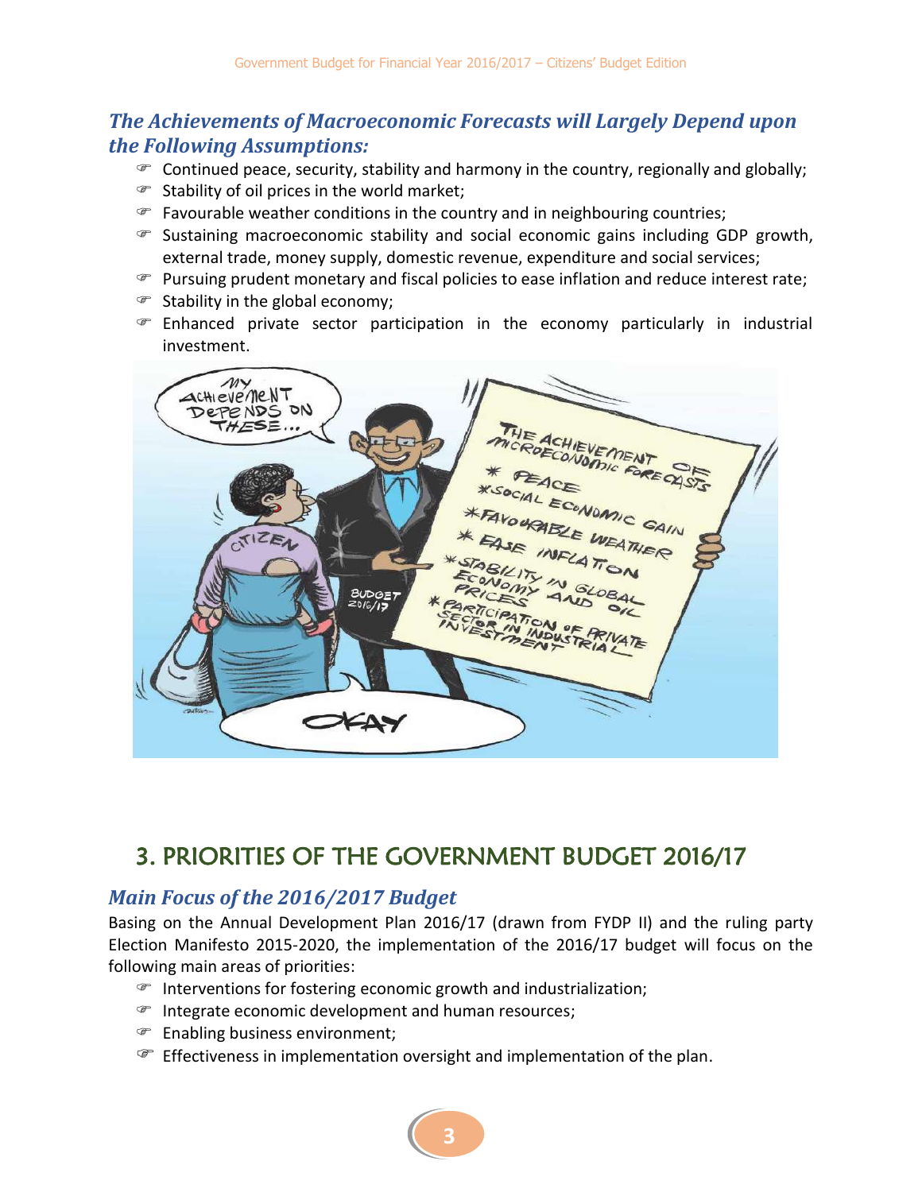### *The Achievements of Macroeconomic Forecasts will Largely Depend upon the Following Assumptions:*

- Continued peace, security, stability and harmony in the country, regionally and globally;
- Stability of oil prices in the world market;
- Favourable weather conditions in the country and in neighbouring countries;
- Sustaining macroeconomic stability and social economic gains including GDP growth, external trade, money supply, domestic revenue, expenditure and social services;
- Pursuing prudent monetary and fiscal policies to ease inflation and reduce interest rate;
- Stability in the global economy;
- Enhanced private sector participation in the economy particularly in industrial investment.

## 3. PRIORITIES OF THE GOVERNMENT BUDGET 2016/17

### *Main Focus of the 2016/2017 Budget*

Basing on the Annual Development Plan 2016/17 (drawn from FYDP II) and the ruling party Election Manifesto 2015-2020, the implementation of the 2016/17 budget will focus on the following main areas of priorities:

- Interventions for fostering economic growth and industrialization;
- Integrate economic development and human resources;
- Enabling business environment;
- Effectiveness in implementation oversight and implementation of the plan.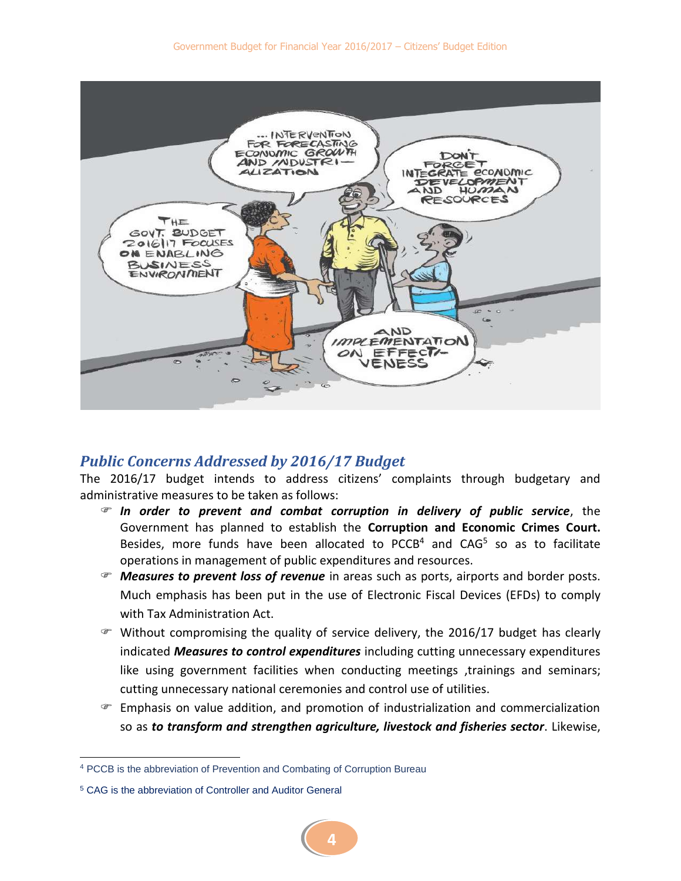## *Public Concerns Addressed by 2016/17 Budget*

The 2016/17 budget intends to address citizens' complaints through budgetary and administrative measures to be taken as follows:

- ***In order to prevent and combat corruption in delivery of public service***, the Government has planned to establish the **Corruption and Economic Crimes Court.** Besides, more funds have been allocated to PCCB[4] and CAG[5] so as to facilitate operations in management of public expenditures and resources.
- ***Measures to prevent loss of revenue*** in areas such as ports, airports and border posts. Much emphasis has been put in the use of Electronic Fiscal Devices (EFDs) to comply with Tax Administration Act.
- Without compromising the quality of service delivery, the 2016/17 budget has clearly indicated ***Measures to control expenditures*** including cutting unnecessary expenditures like using government facilities when conducting meetings ,trainings and seminars; cutting unnecessary national ceremonies and control use of utilities.
- Emphasis on value addition, and promotion of industrialization and commercialization so as ***to transform and strengthen agriculture, livestock and fisheries sector***. Likewise,

[4] PCCB is the abbreviation of Prevention and Combating of Corruption Bureau

[5] CAG is the abbreviation of Controller and Auditor General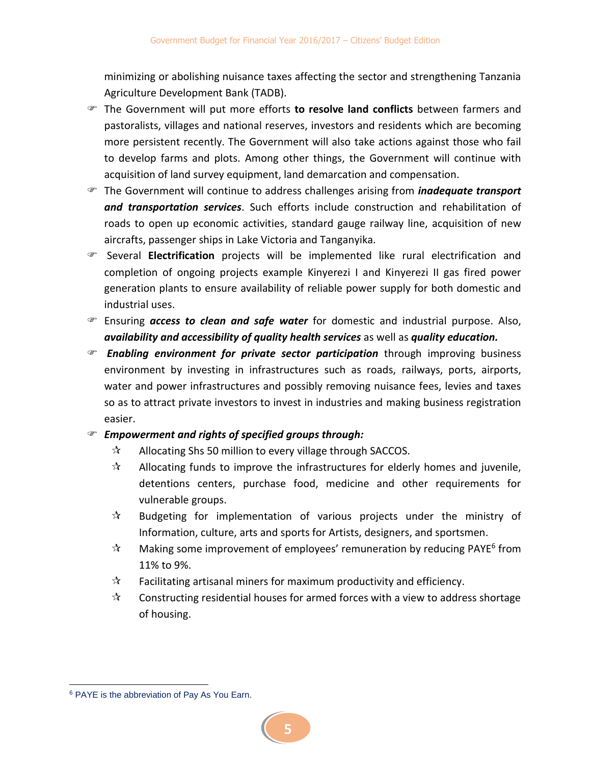minimizing or abolishing nuisance taxes affecting the sector and strengthening Tanzania Agriculture Development Bank (TADB).

- The Government will put more efforts **to resolve land conflicts** between farmers and pastoralists, villages and national reserves, investors and residents which are becoming more persistent recently. The Government will also take actions against those who fail to develop farms and plots. Among other things, the Government will continue with acquisition of land survey equipment, land demarcation and compensation.
- The Government will continue to address challenges arising from ***inadequate transport and transportation services***. Such efforts include construction and rehabilitation of roads to open up economic activities, standard gauge railway line, acquisition of new aircrafts, passenger ships in Lake Victoria and Tanganyika.
- Several **Electrification** projects will be implemented like rural electrification and completion of ongoing projects example Kinyerezi I and Kinyerezi II gas fired power generation plants to ensure availability of reliable power supply for both domestic and industrial uses.
- Ensuring ***access to clean and safe water*** for domestic and industrial purpose. Also, ***availability and accessibility of quality health services*** as well as ***quality education.***
- ***Enabling environment for private sector participation*** through improving business environment by investing in infrastructures such as roads, railways, ports, airports, water and power infrastructures and possibly removing nuisance fees, levies and taxes so as to attract private investors to invest in industries and making business registration easier.
- ***Empowerment and rights of specified groups through:***
  - Allocating Shs 50 million to every village through SACCOS.
  - Allocating funds to improve the infrastructures for elderly homes and juvenile, detentions centers, purchase food, medicine and other requirements for vulnerable groups.
  - Budgeting for implementation of various projects under the ministry of Information, culture, arts and sports for Artists, designers, and sportsmen.
  - Making some improvement of employees' remuneration by reducing PAYE[6] from 11% to 9%.
  - Facilitating artisanal miners for maximum productivity and efficiency.
  - Constructing residential houses for armed forces with a view to address shortage of housing.

[6] PAYE is the abbreviation of Pay As You Earn.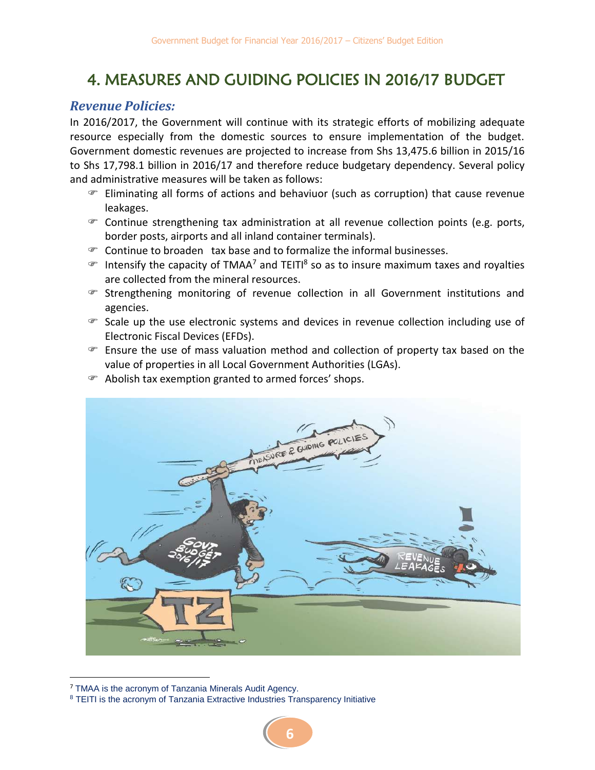# 4. MEASURES AND GUIDING POLICIES IN 2016/17 BUDGET

## *Revenue Policies:*

In 2016/2017, the Government will continue with its strategic efforts of mobilizing adequate resource especially from the domestic sources to ensure implementation of the budget. Government domestic revenues are projected to increase from Shs 13,475.6 billion in 2015/16 to Shs 17,798.1 billion in 2016/17 and therefore reduce budgetary dependency. Several policy and administrative measures will be taken as follows:

- Eliminating all forms of actions and behaviuor (such as corruption) that cause revenue leakages.
- Continue strengthening tax administration at all revenue collection points (e.g. ports, border posts, airports and all inland container terminals).
- Continue to broaden tax base and to formalize the informal businesses.
- Intensify the capacity of TMAA[7] and TEITI[8] so as to insure maximum taxes and royalties are collected from the mineral resources.
- Strengthening monitoring of revenue collection in all Government institutions and agencies.
- Scale up the use electronic systems and devices in revenue collection including use of Electronic Fiscal Devices (EFDs).
- Ensure the use of mass valuation method and collection of property tax based on the value of properties in all Local Government Authorities (LGAs).
- Abolish tax exemption granted to armed forces' shops.

[7] TMAA is the acronym of Tanzania Minerals Audit Agency.

[8] TEITI is the acronym of Tanzania Extractive Industries Transparency Initiative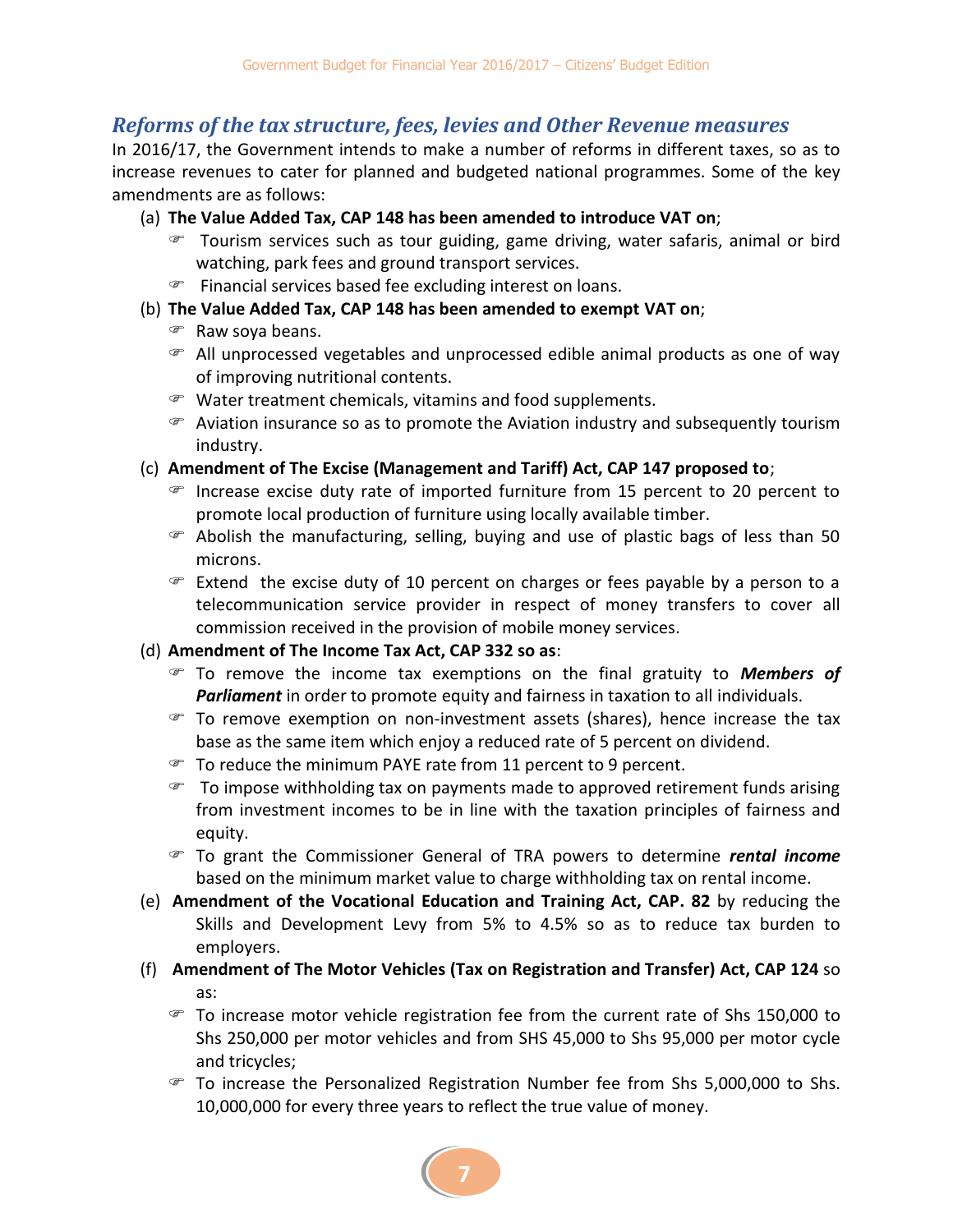## *Reforms of the tax structure, fees, levies and Other Revenue measures*

In 2016/17, the Government intends to make a number of reforms in different taxes, so as to increase revenues to cater for planned and budgeted national programmes. Some of the key amendments are as follows:

(a) **The Value Added Tax, CAP 148 has been amended to introduce VAT on**;

- Tourism services such as tour guiding, game driving, water safaris, animal or bird watching, park fees and ground transport services.
- Financial services based fee excluding interest on loans.

(b) **The Value Added Tax, CAP 148 has been amended to exempt VAT on**;

- Raw soya beans.
- All unprocessed vegetables and unprocessed edible animal products as one of way of improving nutritional contents.
- Water treatment chemicals, vitamins and food supplements.
- Aviation insurance so as to promote the Aviation industry and subsequently tourism industry.

(c) **Amendment of The Excise (Management and Tariff) Act, CAP 147 proposed to**;

- Increase excise duty rate of imported furniture from 15 percent to 20 percent to promote local production of furniture using locally available timber.
- Abolish the manufacturing, selling, buying and use of plastic bags of less than 50 microns.
- Extend the excise duty of 10 percent on charges or fees payable by a person to a telecommunication service provider in respect of money transfers to cover all commission received in the provision of mobile money services.

(d) **Amendment of The Income Tax Act, CAP 332 so as**:

- To remove the income tax exemptions on the final gratuity to ***Members of Parliament*** in order to promote equity and fairness in taxation to all individuals.
- To remove exemption on non-investment assets (shares), hence increase the tax base as the same item which enjoy a reduced rate of 5 percent on dividend.
- To reduce the minimum PAYE rate from 11 percent to 9 percent.
- To impose withholding tax on payments made to approved retirement funds arising from investment incomes to be in line with the taxation principles of fairness and equity.
- To grant the Commissioner General of TRA powers to determine ***rental income*** based on the minimum market value to charge withholding tax on rental income.

(e) **Amendment of the Vocational Education and Training Act, CAP. 82** by reducing the Skills and Development Levy from 5% to 4.5% so as to reduce tax burden to employers.

(f) **Amendment of The Motor Vehicles (Tax on Registration and Transfer) Act, CAP 124** so as:

- To increase motor vehicle registration fee from the current rate of Shs 150,000 to Shs 250,000 per motor vehicles and from SHS 45,000 to Shs 95,000 per motor cycle and tricycles;
- To increase the Personalized Registration Number fee from Shs 5,000,000 to Shs. 10,000,000 for every three years to reflect the true value of money.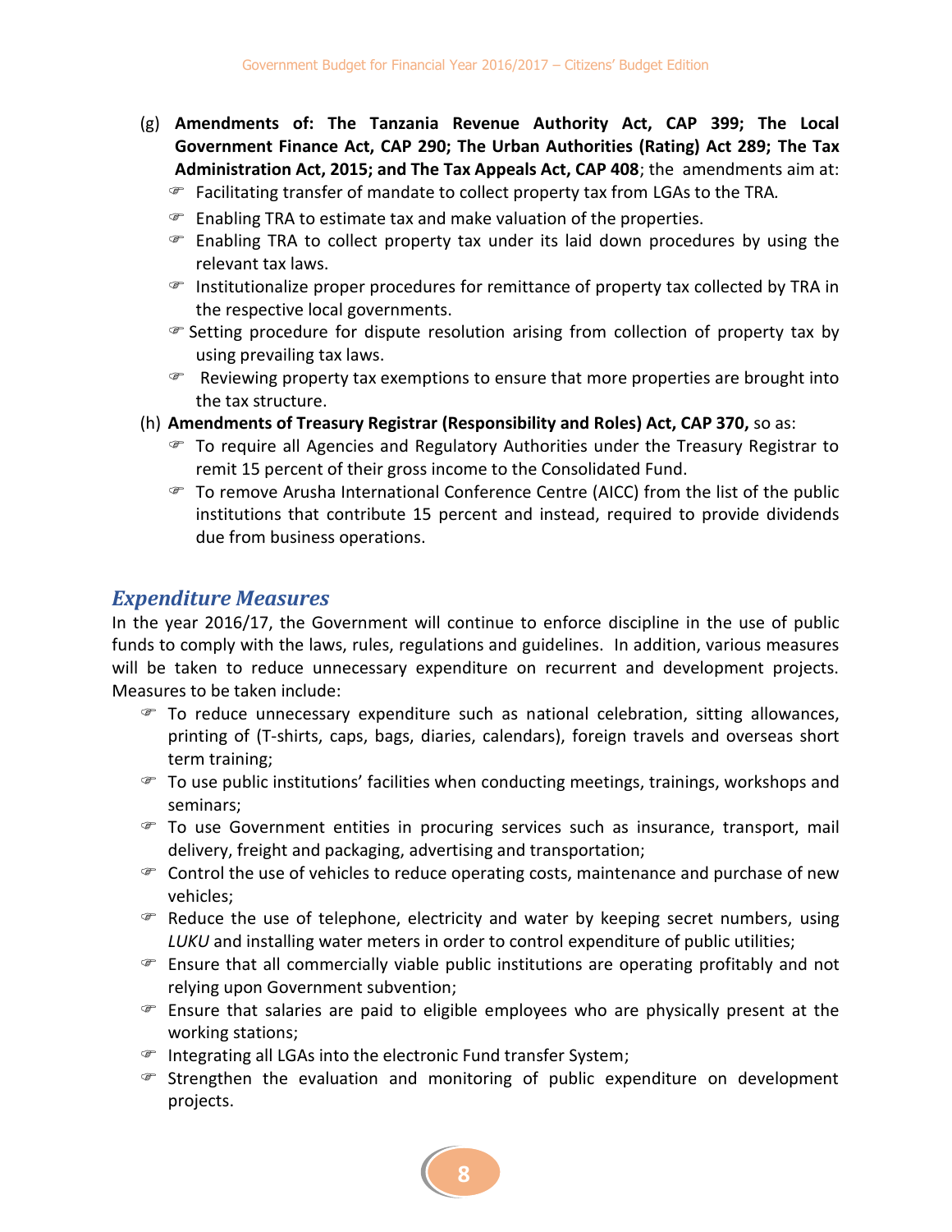(g) **Amendments of: The Tanzania Revenue Authority Act, CAP 399; The Local Government Finance Act, CAP 290; The Urban Authorities (Rating) Act 289; The Tax Administration Act, 2015; and The Tax Appeals Act, CAP 408**; the amendments aim at:

- Facilitating transfer of mandate to collect property tax from LGAs to the TRA.
- Enabling TRA to estimate tax and make valuation of the properties.
- Enabling TRA to collect property tax under its laid down procedures by using the relevant tax laws.
- Institutionalize proper procedures for remittance of property tax collected by TRA in the respective local governments.
- Setting procedure for dispute resolution arising from collection of property tax by using prevailing tax laws.
- Reviewing property tax exemptions to ensure that more properties are brought into the tax structure.

(h) **Amendments of Treasury Registrar (Responsibility and Roles) Act, CAP 370,** so as:

- To require all Agencies and Regulatory Authorities under the Treasury Registrar to remit 15 percent of their gross income to the Consolidated Fund.
- To remove Arusha International Conference Centre (AICC) from the list of the public institutions that contribute 15 percent and instead, required to provide dividends due from business operations.

## *Expenditure Measures*

In the year 2016/17, the Government will continue to enforce discipline in the use of public funds to comply with the laws, rules, regulations and guidelines. In addition, various measures will be taken to reduce unnecessary expenditure on recurrent and development projects. Measures to be taken include:

- To reduce unnecessary expenditure such as national celebration, sitting allowances, printing of (T-shirts, caps, bags, diaries, calendars), foreign travels and overseas short term training;
- To use public institutions' facilities when conducting meetings, trainings, workshops and seminars;
- To use Government entities in procuring services such as insurance, transport, mail delivery, freight and packaging, advertising and transportation;
- Control the use of vehicles to reduce operating costs, maintenance and purchase of new vehicles;
- Reduce the use of telephone, electricity and water by keeping secret numbers, using *LUKU* and installing water meters in order to control expenditure of public utilities;
- Ensure that all commercially viable public institutions are operating profitably and not relying upon Government subvention;
- Ensure that salaries are paid to eligible employees who are physically present at the working stations;
- Integrating all LGAs into the electronic Fund transfer System;
- Strengthen the evaluation and monitoring of public expenditure on development projects.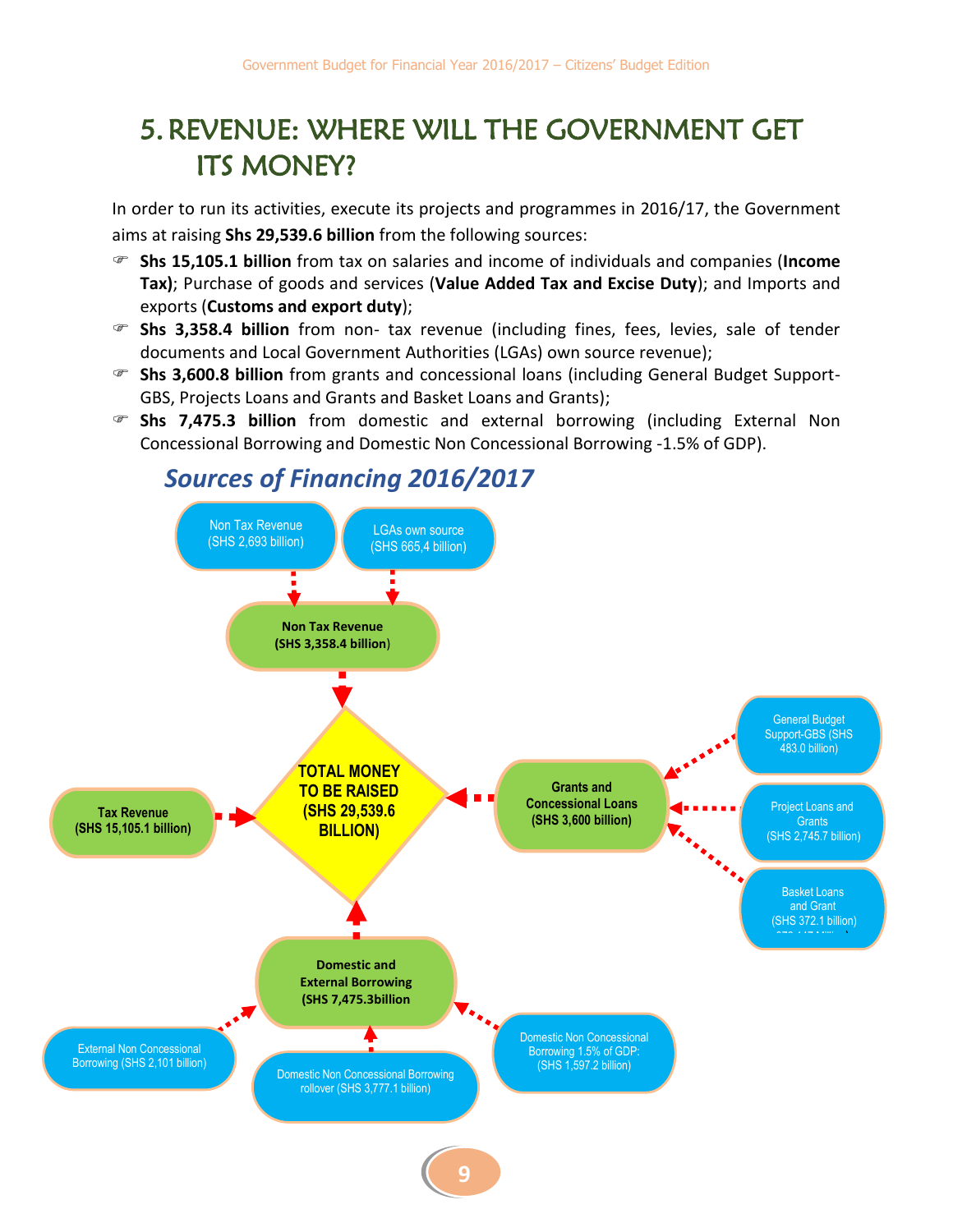# 5. REVENUE: WHERE WILL THE GOVERNMENT GET ITS MONEY?

In order to run its activities, execute its projects and programmes in 2016/17, the Government aims at raising **Shs 29,539.6 billion** from the following sources:

- **Shs 15,105.1 billion** from tax on salaries and income of individuals and companies (**Income Tax)**; Purchase of goods and services (**Value Added Tax and Excise Duty**); and Imports and exports (**Customs and export duty**);
- **Shs 3,358.4 billion** from non- tax revenue (including fines, fees, levies, sale of tender documents and Local Government Authorities (LGAs) own source revenue);
- **Shs 3,600.8 billion** from grants and concessional loans (including General Budget Support-GBS, Projects Loans and Grants and Basket Loans and Grants);
- **Shs 7,475.3 billion** from domestic and external borrowing (including External Non Concessional Borrowing and Domestic Non Concessional Borrowing -1.5% of GDP).

## *Sources of Financing 2016/2017*

Non Tax Revenue (SHS 2,693 billion)

LGAs own source (SHS 665,4 billion)

**Non Tax Revenue (SHS 3,358.4 billion)**

**TOTAL MONEY TO BE RAISED (SHS 29,539.6 BILLION)**

**Tax Revenue (SHS 15,105.1 billion)**

**Grants and Concessional Loans (SHS 3,600 billion)**

General Budget Support-GBS (SHS 483.0 billion)

Project Loans and Grants (SHS 2,745.7 billion)

Basket Loans and Grant (SHS 372.1 billion)

**Domestic and External Borrowing (SHS 7,475.3billion**

External Non Concessional Borrowing (SHS 2,101 billion)

Domestic Non Concessional Borrowing rollover (SHS 3,777.1 billion)

Domestic Non Concessional Borrowing 1.5% of GDP: (SHS 1,597.2 billion)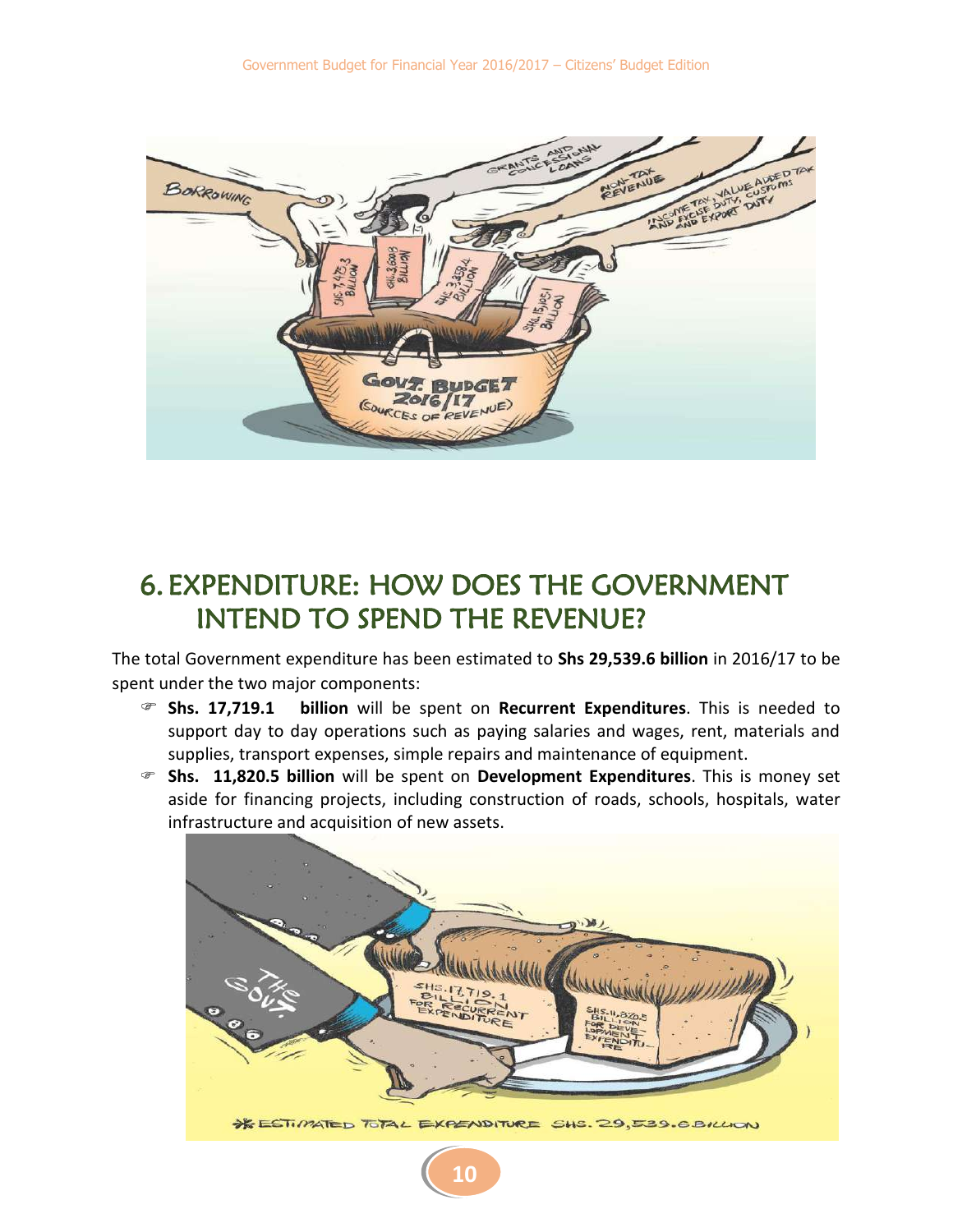## 6. EXPENDITURE: HOW DOES THE GOVERNMENT INTEND TO SPEND THE REVENUE?

The total Government expenditure has been estimated to **Shs 29,539.6 billion** in 2016/17 to be spent under the two major components:

- **Shs. 17,719.1 billion** will be spent on **Recurrent Expenditures**. This is needed to support day to day operations such as paying salaries and wages, rent, materials and supplies, transport expenses, simple repairs and maintenance of equipment.
- **Shs. 11,820.5 billion** will be spent on **Development Expenditures**. This is money set aside for financing projects, including construction of roads, schools, hospitals, water infrastructure and acquisition of new assets.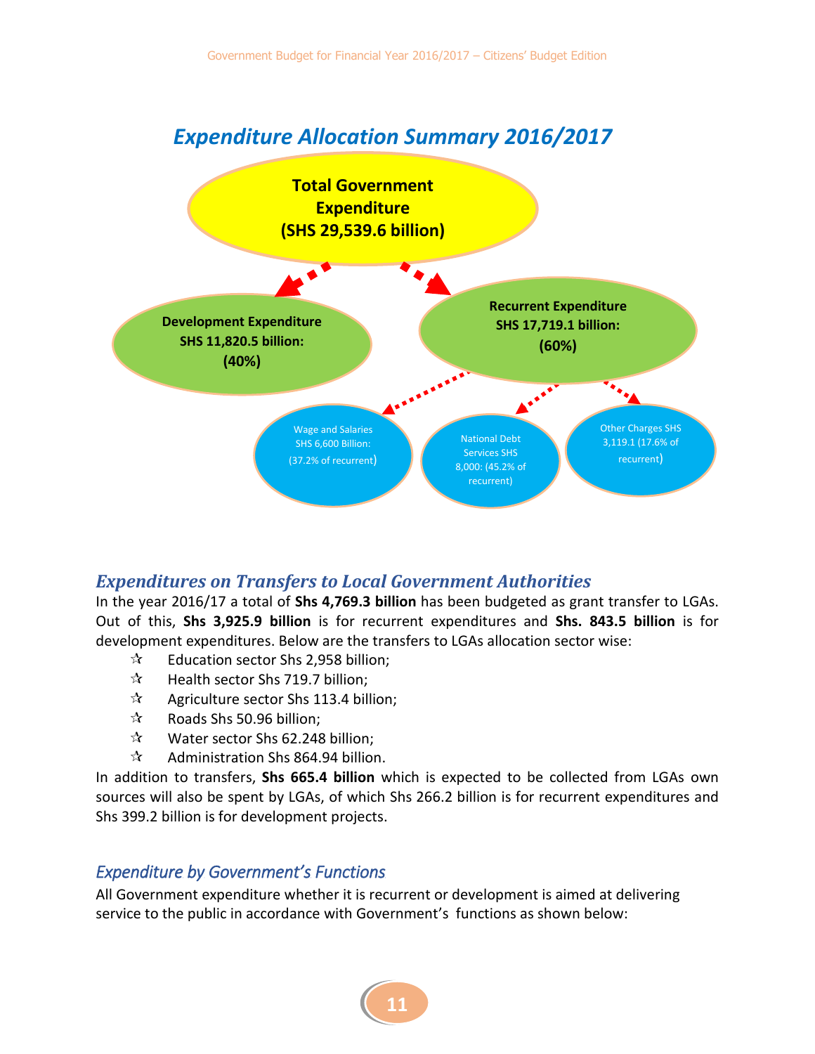## Expenditure Allocation Summary 2016/2017

Total Government Expenditure (SHS 29,539.6 billion)

Development Expenditure SHS 11,820.5 billion: (40%)

Recurrent Expenditure SHS 17,719.1 billion: (60%)

Wage and Salaries SHS 6,600 Billion: (37.2% of recurrent)

National Debt Services SHS 8,000: (45.2% of recurrent)

Other Charges SHS 3,119.1 (17.6% of recurrent)

### *Expenditures on Transfers to Local Government Authorities*

In the year 2016/17 a total of **Shs 4,769.3 billion** has been budgeted as grant transfer to LGAs. Out of this, **Shs 3,925.9 billion** is for recurrent expenditures and **Shs. 843.5 billion** is for development expenditures. Below are the transfers to LGAs allocation sector wise:

- Education sector Shs 2,958 billion;
- Health sector Shs 719.7 billion;
- Agriculture sector Shs 113.4 billion;
- Roads Shs 50.96 billion;
- Water sector Shs 62.248 billion;
- Administration Shs 864.94 billion.

In addition to transfers, **Shs 665.4 billion** which is expected to be collected from LGAs own sources will also be spent by LGAs, of which Shs 266.2 billion is for recurrent expenditures and Shs 399.2 billion is for development projects.

### *Expenditure by Government's Functions*

All Government expenditure whether it is recurrent or development is aimed at delivering service to the public in accordance with Government's functions as shown below: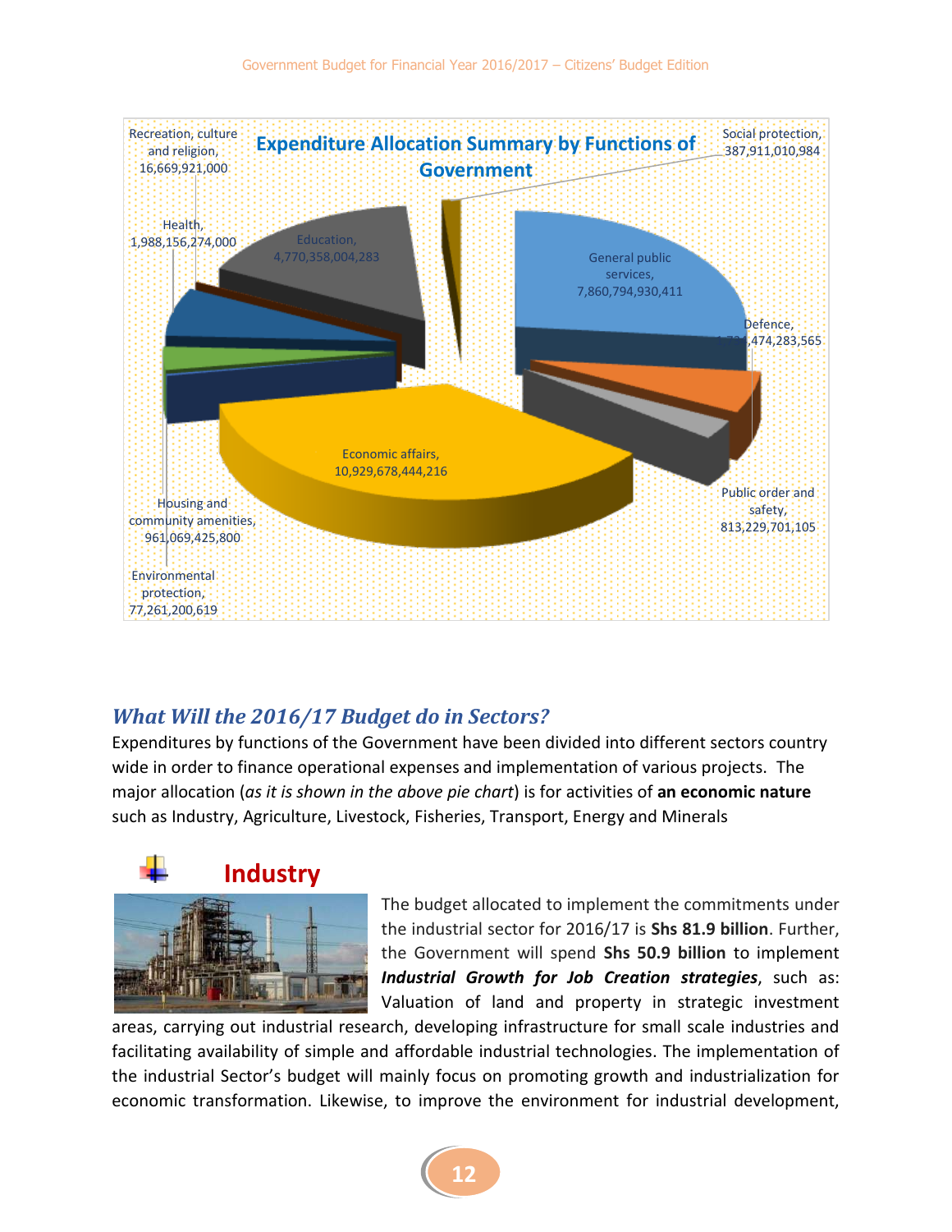Expenditure Allocation Summary by Functions of Government

Recreation, culture and religion, 16,669,921,000

Social protection, 387,911,010,984

Health, 1,988,156,274,000

Education, 4,770,358,004,283

General public services, 7,860,794,930,411

Defence, 1,7__,474,283,565

Economic affairs, 10,929,678,444,216

Public order and safety, 813,229,701,105

Housing and community amenities, 961,069,425,800

Environmental protection, 77,261,200,619

## *What Will the 2016/17 Budget do in Sectors?*

Expenditures by functions of the Government have been divided into different sectors country wide in order to finance operational expenses and implementation of various projects. The major allocation (*as it is shown in the above pie chart*) is for activities of **an economic nature** such as Industry, Agriculture, Livestock, Fisheries, Transport, Energy and Minerals

## Industry

The budget allocated to implement the commitments under the industrial sector for 2016/17 is **Shs 81.9 billion**. Further, the Government will spend **Shs 50.9 billion** to implement ***Industrial Growth for Job Creation strategies***, such as: Valuation of land and property in strategic investment areas, carrying out industrial research, developing infrastructure for small scale industries and facilitating availability of simple and affordable industrial technologies. The implementation of the industrial Sector's budget will mainly focus on promoting growth and industrialization for economic transformation. Likewise, to improve the environment for industrial development,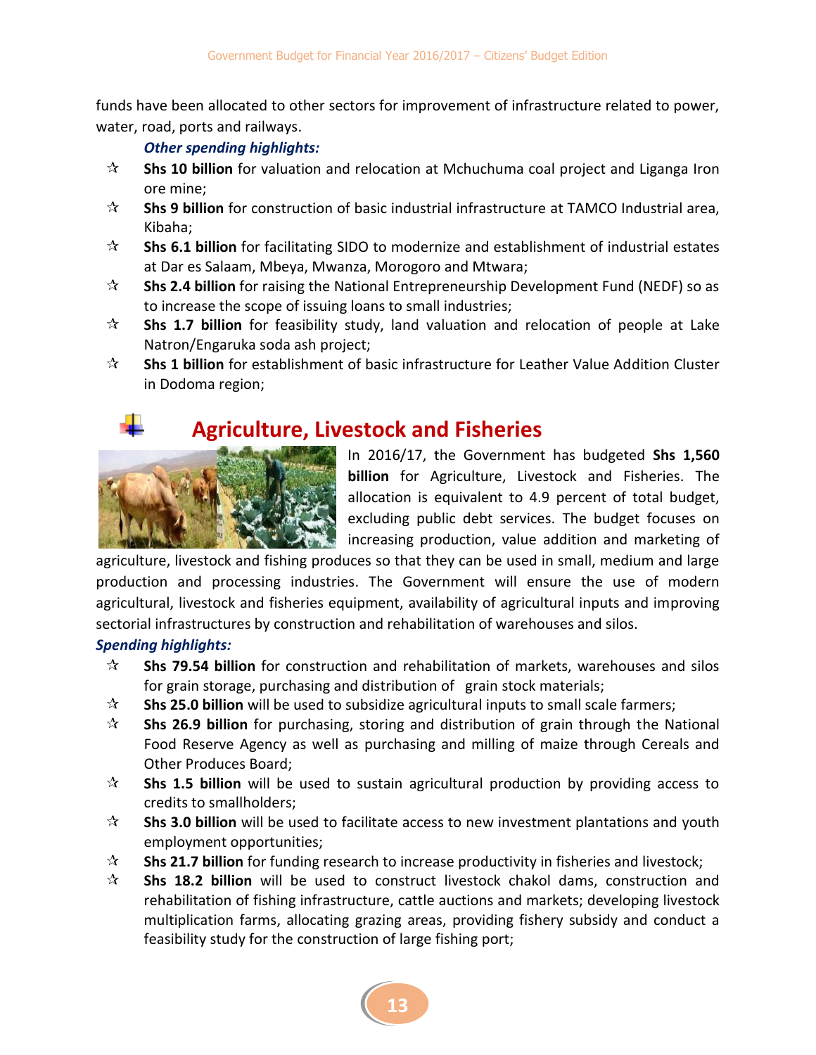funds have been allocated to other sectors for improvement of infrastructure related to power, water, road, ports and railways.

***Other spending highlights:***

- **Shs 10 billion** for valuation and relocation at Mchuchuma coal project and Liganga Iron ore mine;
- **Shs 9 billion** for construction of basic industrial infrastructure at TAMCO Industrial area, Kibaha;
- **Shs 6.1 billion** for facilitating SIDO to modernize and establishment of industrial estates at Dar es Salaam, Mbeya, Mwanza, Morogoro and Mtwara;
- **Shs 2.4 billion** for raising the National Entrepreneurship Development Fund (NEDF) so as to increase the scope of issuing loans to small industries;
- **Shs 1.7 billion** for feasibility study, land valuation and relocation of people at Lake Natron/Engaruka soda ash project;
- **Shs 1 billion** for establishment of basic infrastructure for Leather Value Addition Cluster in Dodoma region;

## Agriculture, Livestock and Fisheries

In 2016/17, the Government has budgeted **Shs 1,560 billion** for Agriculture, Livestock and Fisheries. The allocation is equivalent to 4.9 percent of total budget, excluding public debt services. The budget focuses on increasing production, value addition and marketing of agriculture, livestock and fishing produces so that they can be used in small, medium and large production and processing industries. The Government will ensure the use of modern agricultural, livestock and fisheries equipment, availability of agricultural inputs and improving sectorial infrastructures by construction and rehabilitation of warehouses and silos.

***Spending highlights:***

- **Shs 79.54 billion** for construction and rehabilitation of markets, warehouses and silos for grain storage, purchasing and distribution of grain stock materials;
- **Shs 25.0 billion** will be used to subsidize agricultural inputs to small scale farmers;
- **Shs 26.9 billion** for purchasing, storing and distribution of grain through the National Food Reserve Agency as well as purchasing and milling of maize through Cereals and Other Produces Board;
- **Shs 1.5 billion** will be used to sustain agricultural production by providing access to credits to smallholders;
- **Shs 3.0 billion** will be used to facilitate access to new investment plantations and youth employment opportunities;
- **Shs 21.7 billion** for funding research to increase productivity in fisheries and livestock;
- **Shs 18.2 billion** will be used to construct livestock chakol dams, construction and rehabilitation of fishing infrastructure, cattle auctions and markets; developing livestock multiplication farms, allocating grazing areas, providing fishery subsidy and conduct a feasibility study for the construction of large fishing port;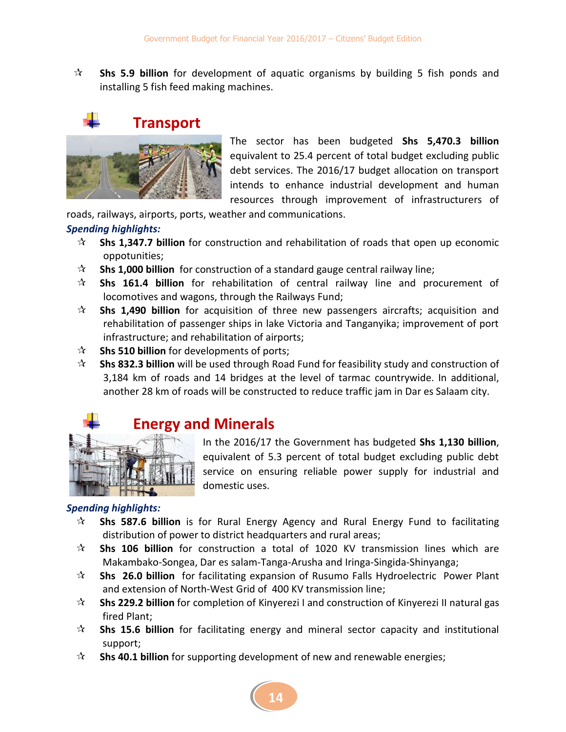- **Shs 5.9 billion** for development of aquatic organisms by building 5 fish ponds and installing 5 fish feed making machines.

## Transport

The sector has been budgeted **Shs 5,470.3 billion** equivalent to 25.4 percent of total budget excluding public debt services. The 2016/17 budget allocation on transport intends to enhance industrial development and human resources through improvement of infrastructurers of roads, railways, airports, ports, weather and communications.

***Spending highlights:***

- **Shs 1,347.7 billion** for construction and rehabilitation of roads that open up economic opportunities;
- **Shs 1,000 billion** for construction of a standard gauge central railway line;
- **Shs 161.4 billion** for rehabilitation of central railway line and procurement of locomotives and wagons, through the Railways Fund;
- **Shs 1,490 billion** for acquisition of three new passengers aircrafts; acquisition and rehabilitation of passenger ships in lake Victoria and Tanganyika; improvement of port infrastructure; and rehabilitation of airports;
- **Shs 510 billion** for developments of ports;
- **Shs 832.3 billion** will be used through Road Fund for feasibility study and construction of 3,184 km of roads and 14 bridges at the level of tarmac countrywide. In additional, another 28 km of roads will be constructed to reduce traffic jam in Dar es Salaam city.

## Energy and Minerals

In the 2016/17 the Government has budgeted **Shs 1,130 billion**, equivalent of 5.3 percent of total budget excluding public debt service on ensuring reliable power supply for industrial and domestic uses.

***Spending highlights:***

- **Shs 587.6 billion** is for Rural Energy Agency and Rural Energy Fund to facilitating distribution of power to district headquarters and rural areas;
- **Shs 106 billion** for construction a total of 1020 KV transmission lines which are Makambako-Songea, Dar es salam-Tanga-Arusha and Iringa-Singida-Shinyanga;
- **Shs 26.0 billion** for facilitating expansion of Rusumo Falls Hydroelectric Power Plant and extension of North-West Grid of 400 KV transmission line;
- **Shs 229.2 billion** for completion of Kinyerezi I and construction of Kinyerezi II natural gas fired Plant;
- **Shs 15.6 billion** for facilitating energy and mineral sector capacity and institutional support;
- **Shs 40.1 billion** for supporting development of new and renewable energies;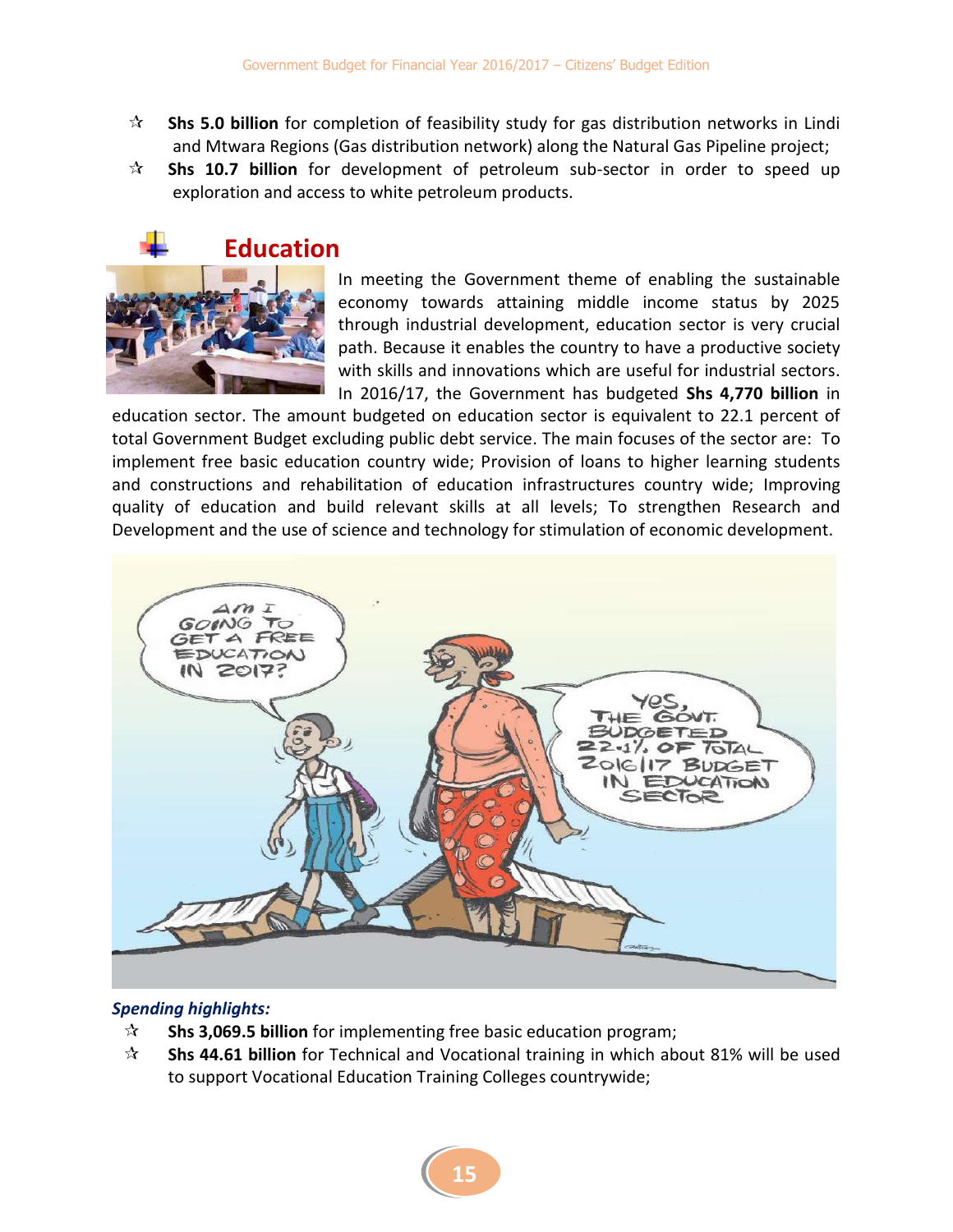- ☆ **Shs 5.0 billion** for completion of feasibility study for gas distribution networks in Lindi and Mtwara Regions (Gas distribution network) along the Natural Gas Pipeline project;
- ☆ **Shs 10.7 billion** for development of petroleum sub-sector in order to speed up exploration and access to white petroleum products.

## Education

In meeting the Government theme of enabling the sustainable economy towards attaining middle income status by 2025 through industrial development, education sector is very crucial path. Because it enables the country to have a productive society with skills and innovations which are useful for industrial sectors. In 2016/17, the Government has budgeted **Shs 4,770 billion** in education sector. The amount budgeted on education sector is equivalent to 22.1 percent of total Government Budget excluding public debt service. The main focuses of the sector are: To implement free basic education country wide; Provision of loans to higher learning students and constructions and rehabilitation of education infrastructures country wide; Improving quality of education and build relevant skills at all levels; To strengthen Research and Development and the use of science and technology for stimulation of economic development.

***Spending highlights:***

- ☆ **Shs 3,069.5 billion** for implementing free basic education program;
- ☆ **Shs 44.61 billion** for Technical and Vocational training in which about 81% will be used to support Vocational Education Training Colleges countrywide;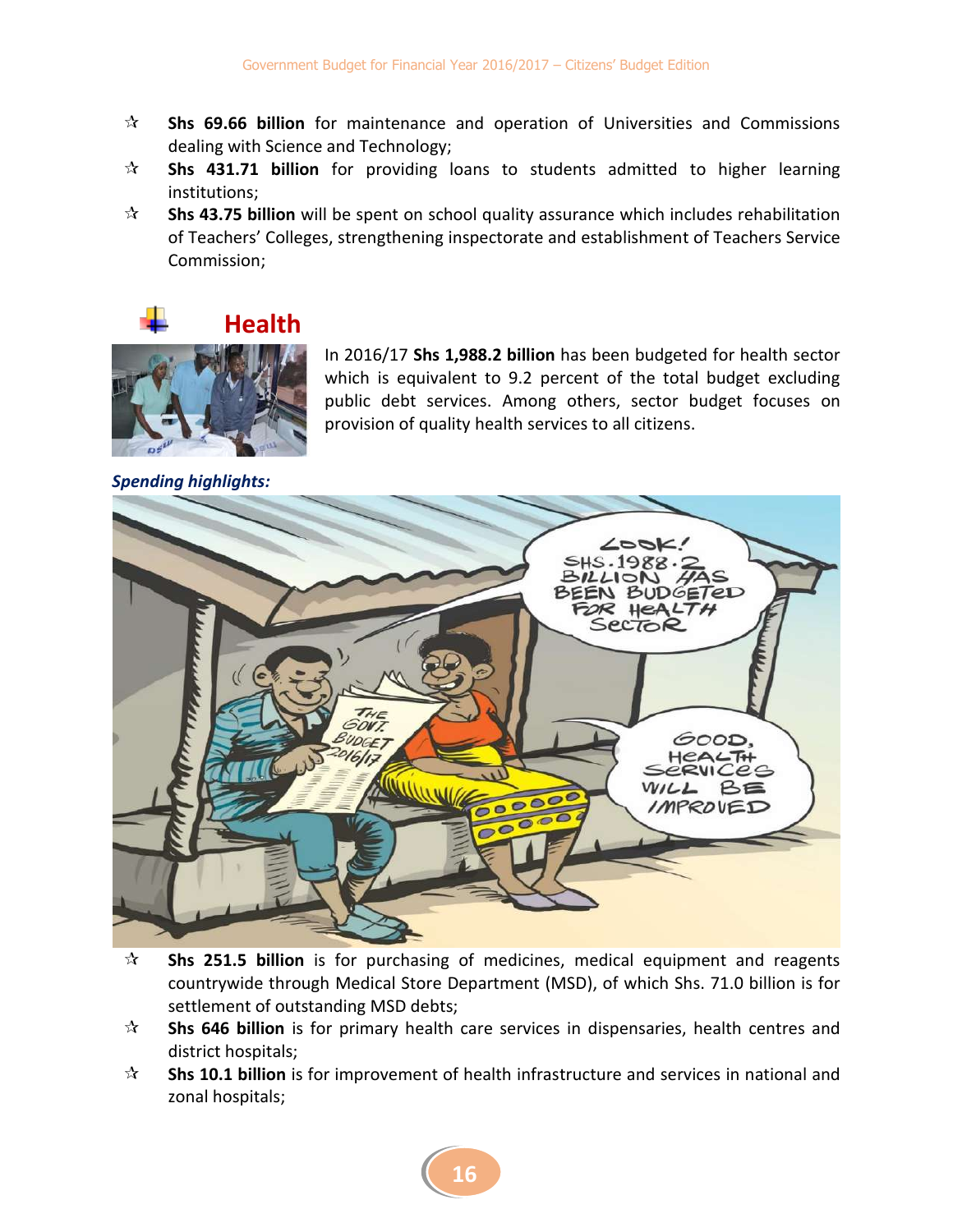- **Shs 69.66 billion** for maintenance and operation of Universities and Commissions dealing with Science and Technology;
- **Shs 431.71 billion** for providing loans to students admitted to higher learning institutions;
- **Shs 43.75 billion** will be spent on school quality assurance which includes rehabilitation of Teachers' Colleges, strengthening inspectorate and establishment of Teachers Service Commission;

## Health

In 2016/17 **Shs 1,988.2 billion** has been budgeted for health sector which is equivalent to 9.2 percent of the total budget excluding public debt services. Among others, sector budget focuses on provision of quality health services to all citizens.

***Spending highlights:***

- **Shs 251.5 billion** is for purchasing of medicines, medical equipment and reagents countrywide through Medical Store Department (MSD), of which Shs. 71.0 billion is for settlement of outstanding MSD debts;
- **Shs 646 billion** is for primary health care services in dispensaries, health centres and district hospitals;
- **Shs 10.1 billion** is for improvement of health infrastructure and services in national and zonal hospitals;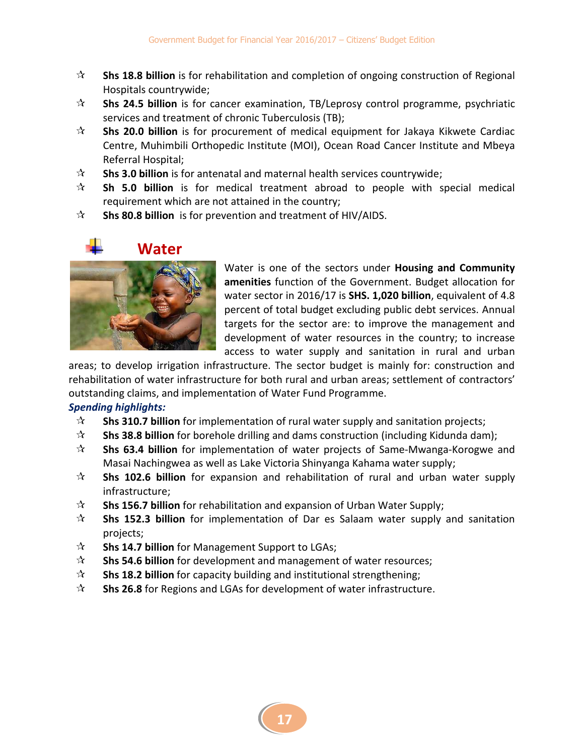- **Shs 18.8 billion** is for rehabilitation and completion of ongoing construction of Regional Hospitals countrywide;
- **Shs 24.5 billion** is for cancer examination, TB/Leprosy control programme, psychriatic services and treatment of chronic Tuberculosis (TB);
- **Shs 20.0 billion** is for procurement of medical equipment for Jakaya Kikwete Cardiac Centre, Muhimbili Orthopedic Institute (MOI), Ocean Road Cancer Institute and Mbeya Referral Hospital;
- **Shs 3.0 billion** is for antenatal and maternal health services countrywide;
- **Sh 5.0 billion** is for medical treatment abroad to people with special medical requirement which are not attained in the country;
- **Shs 80.8 billion** is for prevention and treatment of HIV/AIDS.

## Water

Water is one of the sectors under **Housing and Community amenities** function of the Government. Budget allocation for water sector in 2016/17 is **SHS. 1,020 billion**, equivalent of 4.8 percent of total budget excluding public debt services. Annual targets for the sector are: to improve the management and development of water resources in the country; to increase access to water supply and sanitation in rural and urban areas; to develop irrigation infrastructure. The sector budget is mainly for: construction and rehabilitation of water infrastructure for both rural and urban areas; settlement of contractors' outstanding claims, and implementation of Water Fund Programme.

***Spending highlights:***

- **Shs 310.7 billion** for implementation of rural water supply and sanitation projects;
- **Shs 38.8 billion** for borehole drilling and dams construction (including Kidunda dam);
- **Shs 63.4 billion** for implementation of water projects of Same-Mwanga-Korogwe and Masai Nachingwea as well as Lake Victoria Shinyanga Kahama water supply;
- **Shs 102.6 billion** for expansion and rehabilitation of rural and urban water supply infrastructure;
- **Shs 156.7 billion** for rehabilitation and expansion of Urban Water Supply;
- **Shs 152.3 billion** for implementation of Dar es Salaam water supply and sanitation projects;
- **Shs 14.7 billion** for Management Support to LGAs;
- **Shs 54.6 billion** for development and management of water resources;
- **Shs 18.2 billion** for capacity building and institutional strengthening;
- **Shs 26.8** for Regions and LGAs for development of water infrastructure.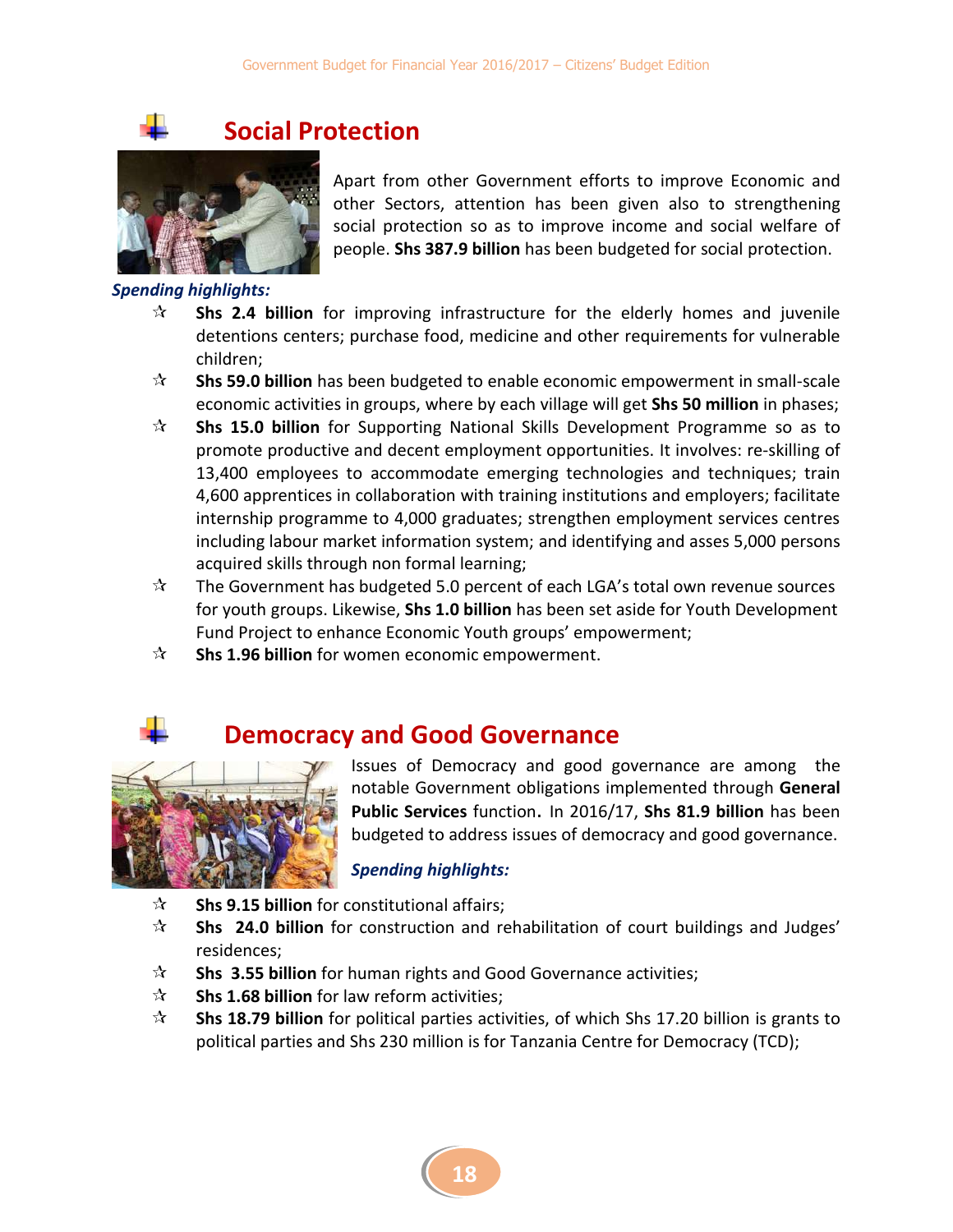## Social Protection

Apart from other Government efforts to improve Economic and other Sectors, attention has been given also to strengthening social protection so as to improve income and social welfare of people. **Shs 387.9 billion** has been budgeted for social protection.

***Spending highlights:***

- **Shs 2.4 billion** for improving infrastructure for the elderly homes and juvenile detentions centers; purchase food, medicine and other requirements for vulnerable children;
- **Shs 59.0 billion** has been budgeted to enable economic empowerment in small-scale economic activities in groups, where by each village will get **Shs 50 million** in phases;
- **Shs 15.0 billion** for Supporting National Skills Development Programme so as to promote productive and decent employment opportunities. It involves: re-skilling of 13,400 employees to accommodate emerging technologies and techniques; train 4,600 apprentices in collaboration with training institutions and employers; facilitate internship programme to 4,000 graduates; strengthen employment services centres including labour market information system; and identifying and asses 5,000 persons acquired skills through non formal learning;
- The Government has budgeted 5.0 percent of each LGA's total own revenue sources for youth groups. Likewise, **Shs 1.0 billion** has been set aside for Youth Development Fund Project to enhance Economic Youth groups' empowerment;
- **Shs 1.96 billion** for women economic empowerment.

## Democracy and Good Governance

Issues of Democracy and good governance are among the notable Government obligations implemented through **General Public Services** function. In 2016/17, **Shs 81.9 billion** has been budgeted to address issues of democracy and good governance.

***Spending highlights:***

- **Shs 9.15 billion** for constitutional affairs;
- **Shs 24.0 billion** for construction and rehabilitation of court buildings and Judges' residences;
- **Shs 3.55 billion** for human rights and Good Governance activities;
- **Shs 1.68 billion** for law reform activities;
- **Shs 18.79 billion** for political parties activities, of which Shs 17.20 billion is grants to political parties and Shs 230 million is for Tanzania Centre for Democracy (TCD);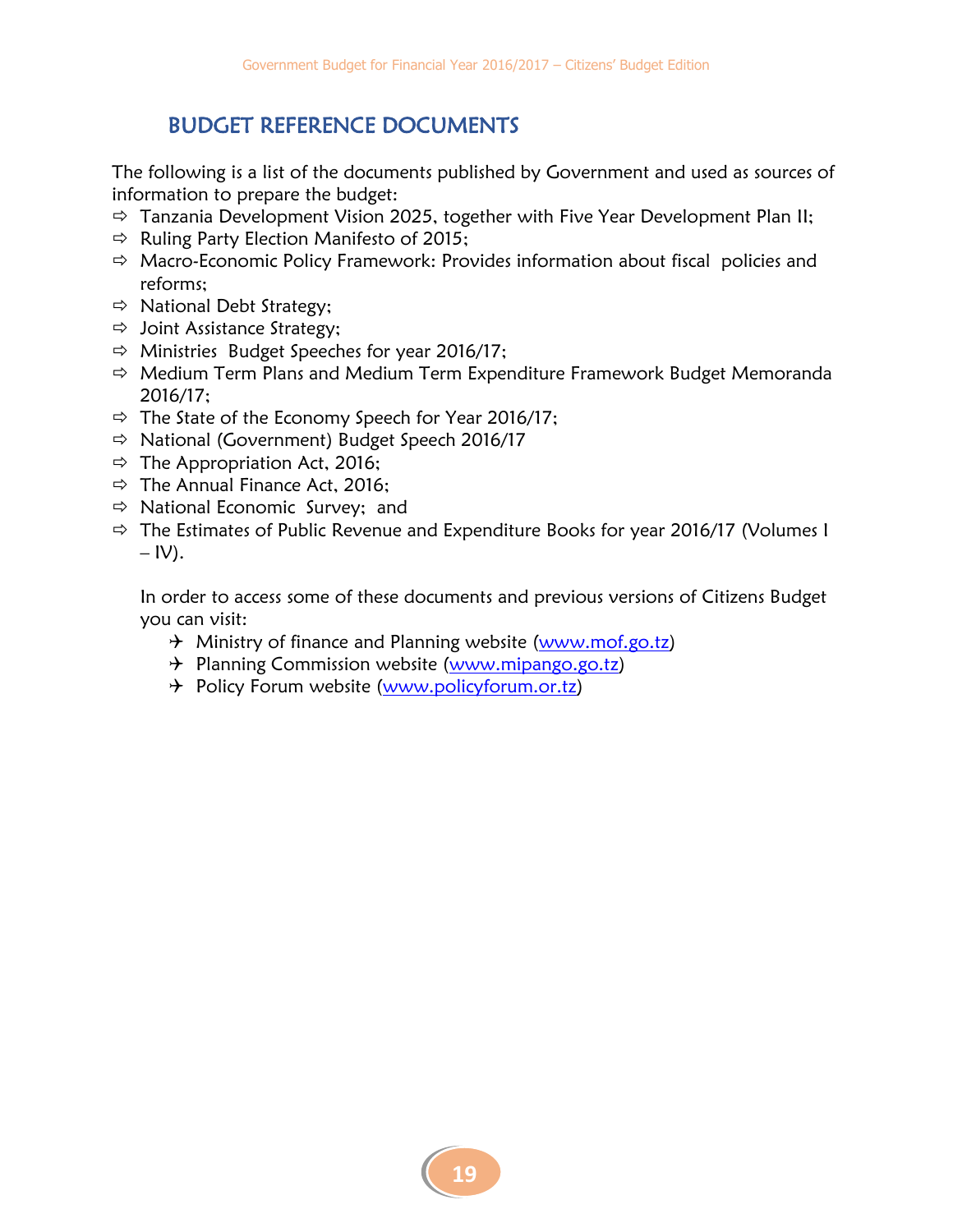## BUDGET REFERENCE DOCUMENTS

The following is a list of the documents published by Government and used as sources of information to prepare the budget:

- Tanzania Development Vision 2025, together with Five Year Development Plan II;
- Ruling Party Election Manifesto of 2015;
- Macro-Economic Policy Framework: Provides information about fiscal policies and reforms;
- National Debt Strategy;
- Joint Assistance Strategy;
- Ministries Budget Speeches for year 2016/17;
- Medium Term Plans and Medium Term Expenditure Framework Budget Memoranda 2016/17;
- The State of the Economy Speech for Year 2016/17;
- National (Government) Budget Speech 2016/17
- The Appropriation Act, 2016;
- The Annual Finance Act, 2016;
- National Economic Survey; and
- The Estimates of Public Revenue and Expenditure Books for year 2016/17 (Volumes I – IV).

In order to access some of these documents and previous versions of Citizens Budget you can visit:

- Ministry of finance and Planning website (www.mof.go.tz)
- Planning Commission website (www.mipango.go.tz)
- Policy Forum website (www.policyforum.or.tz)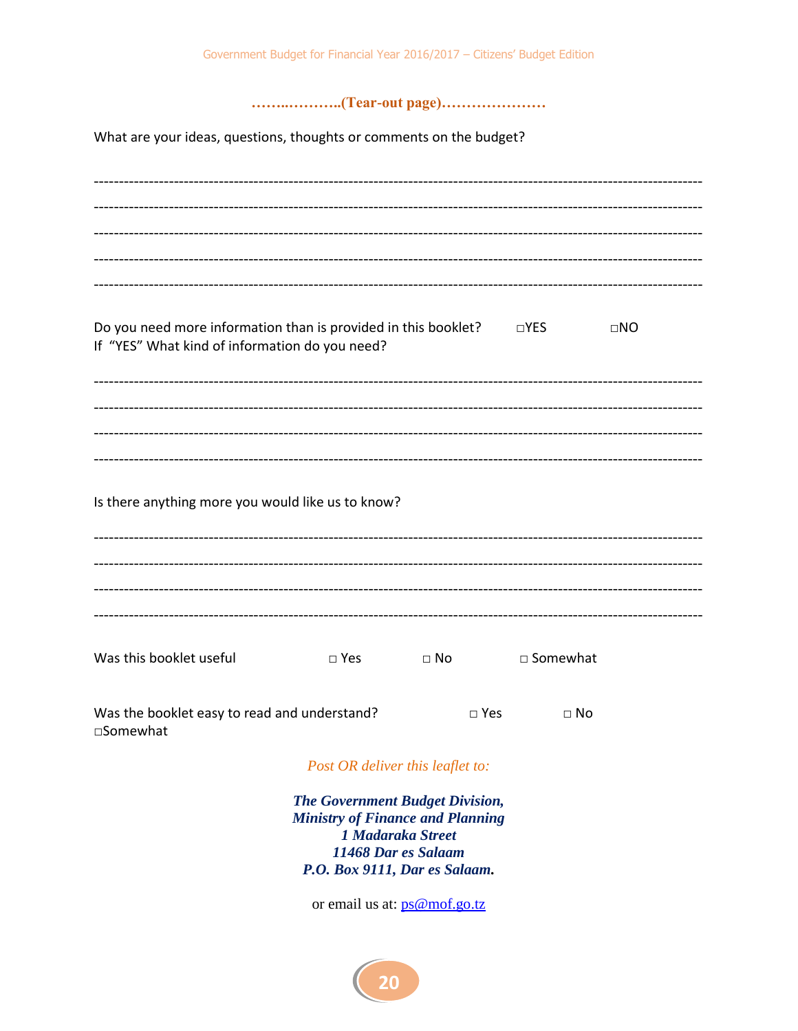**……..………..(Tear-out page)…………………**

What are your ideas, questions, thoughts or comments on the budget?

------------------------------------------------------------------------------------------------------------------------

------------------------------------------------------------------------------------------------------------------------

------------------------------------------------------------------------------------------------------------------------

------------------------------------------------------------------------------------------------------------------------

------------------------------------------------------------------------------------------------------------------------

Do you need more information than is provided in this booklet? □YES □NO
If "YES" What kind of information do you need?

------------------------------------------------------------------------------------------------------------------------

------------------------------------------------------------------------------------------------------------------------

------------------------------------------------------------------------------------------------------------------------

------------------------------------------------------------------------------------------------------------------------

Is there anything more you would like us to know?

------------------------------------------------------------------------------------------------------------------------

------------------------------------------------------------------------------------------------------------------------

------------------------------------------------------------------------------------------------------------------------

------------------------------------------------------------------------------------------------------------------------

Was this booklet useful □ Yes □ No □ Somewhat

Was the booklet easy to read and understand? □ Yes □ No
□Somewhat

*Post OR deliver this leaflet to:*

***The Government Budget Division,***
***Ministry of Finance and Planning***
***1 Madaraka Street***
***11468 Dar es Salaam***
***P.O. Box 9111, Dar es Salaam.***

or email us at: ps@mof.go.tz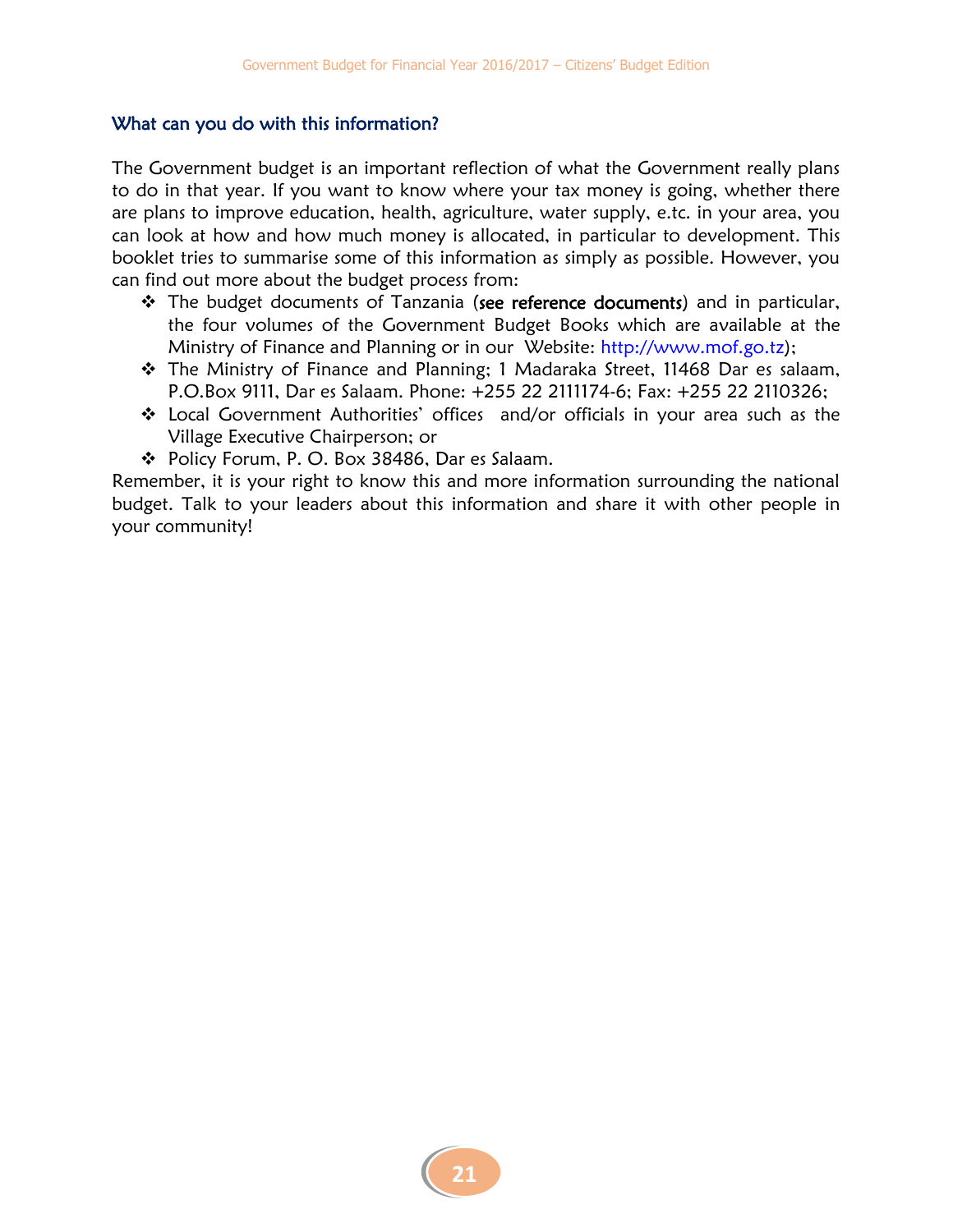### What can you do with this information?

The Government budget is an important reflection of what the Government really plans to do in that year. If you want to know where your tax money is going, whether there are plans to improve education, health, agriculture, water supply, e.tc. in your area, you can look at how and how much money is allocated, in particular to development. This booklet tries to summarise some of this information as simply as possible. However, you can find out more about the budget process from:

- The budget documents of Tanzania (**see reference documents**) and in particular, the four volumes of the Government Budget Books which are available at the Ministry of Finance and Planning or in our Website: http://www.mof.go.tz);
- The Ministry of Finance and Planning; 1 Madaraka Street, 11468 Dar es salaam, P.O.Box 9111, Dar es Salaam. Phone: +255 22 2111174-6; Fax: +255 22 2110326;
- Local Government Authorities' offices and/or officials in your area such as the Village Executive Chairperson; or
- Policy Forum, P. O. Box 38486, Dar es Salaam.

Remember, it is your right to know this and more information surrounding the national budget. Talk to your leaders about this information and share it with other people in your community!